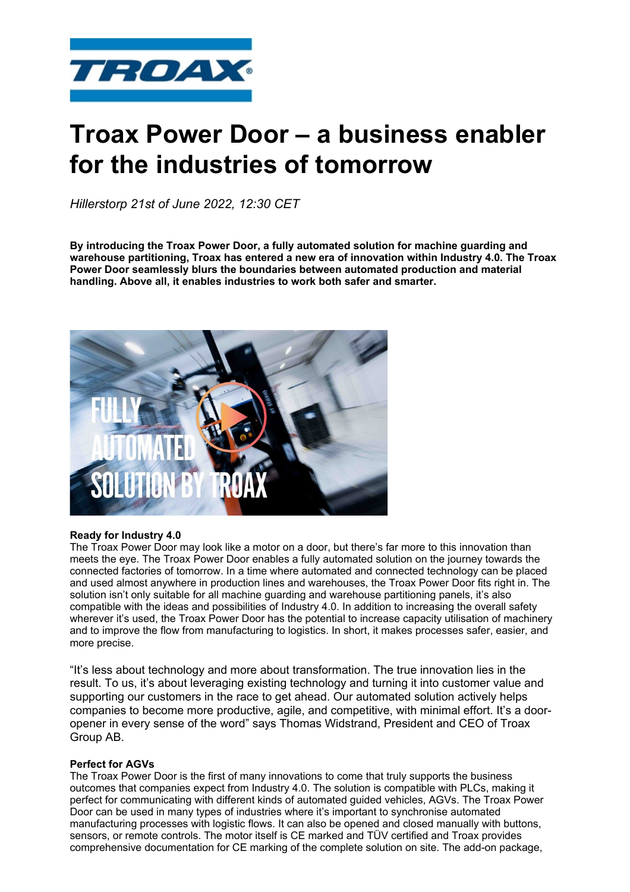# Troax Power Door – a business enabler for the industries of tomorrow

*Hillerstorp 21st of June 2022, 12:30 CET*

**By introducing the Troax Power Door, a fully automated solution for machine guarding and warehouse partitioning, Troax has entered a new era of innovation within Industry 4.0. The Troax Power Door seamlessly blurs the boundaries between automated production and material handling. Above all, it enables industries to work both safer and smarter.**

**Ready for Industry 4.0**

The Troax Power Door may look like a motor on a door, but there's far more to this innovation than meets the eye. The Troax Power Door enables a fully automated solution on the journey towards the connected factories of tomorrow. In a time where automated and connected technology can be placed and used almost anywhere in production lines and warehouses, the Troax Power Door fits right in. The solution isn't only suitable for all machine guarding and warehouse partitioning panels, it's also compatible with the ideas and possibilities of Industry 4.0. In addition to increasing the overall safety wherever it's used, the Troax Power Door has the potential to increase capacity utilisation of machinery and to improve the flow from manufacturing to logistics. In short, it makes processes safer, easier, and more precise.

"It's less about technology and more about transformation. The true innovation lies in the result. To us, it's about leveraging existing technology and turning it into customer value and supporting our customers in the race to get ahead. Our automated solution actively helps companies to become more productive, agile, and competitive, with minimal effort. It's a door-opener in every sense of the word" says Thomas Widstrand, President and CEO of Troax Group AB.

**Perfect for AGVs**

The Troax Power Door is the first of many innovations to come that truly supports the business outcomes that companies expect from Industry 4.0. The solution is compatible with PLCs, making it perfect for communicating with different kinds of automated guided vehicles, AGVs. The Troax Power Door can be used in many types of industries where it's important to synchronise automated manufacturing processes with logistic flows. It can also be opened and closed manually with buttons, sensors, or remote controls. The motor itself is CE marked and TÜV certified and Troax provides comprehensive documentation for CE marking of the complete solution on site. The add-on package,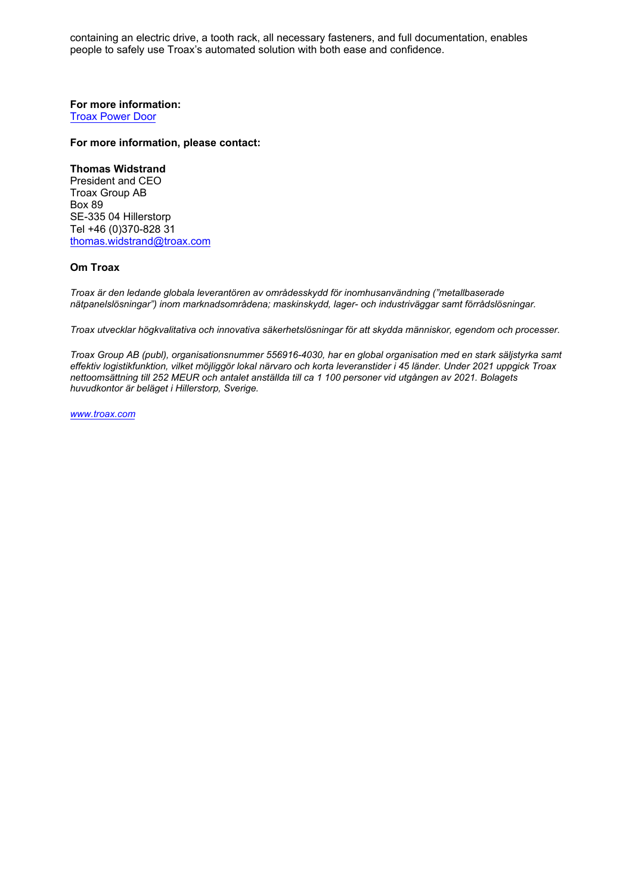containing an electric drive, a tooth rack, all necessary fasteners, and full documentation, enables people to safely use Troax's automated solution with both ease and confidence.

**For more information:**
[Troax Power Door]

**For more information, please contact:**

**Thomas Widstrand**
President and CEO
Troax Group AB
Box 89
SE-335 04 Hillerstorp
Tel +46 (0)370-828 31
thomas.widstrand@troax.com

**Om Troax**

*Troax är den ledande globala leverantören av områdesskydd för inomhusanvändning ("metallbaserade nätpanelslösningar") inom marknadsområdena; maskinskydd, lager- och industriväggar samt förrådslösningar.*

*Troax utvecklar högkvalitativa och innovativa säkerhetslösningar för att skydda människor, egendom och processer.*

*Troax Group AB (publ), organisationsnummer 556916-4030, har en global organisation med en stark säljstyrka samt effektiv logistikfunktion, vilket möjliggör lokal närvaro och korta leveranstider i 45 länder. Under 2021 uppgick Troax nettoomsättning till 252 MEUR och antalet anställda till ca 1 100 personer vid utgången av 2021. Bolagets huvudkontor är beläget i Hillerstorp, Sverige.*

*www.troax.com*